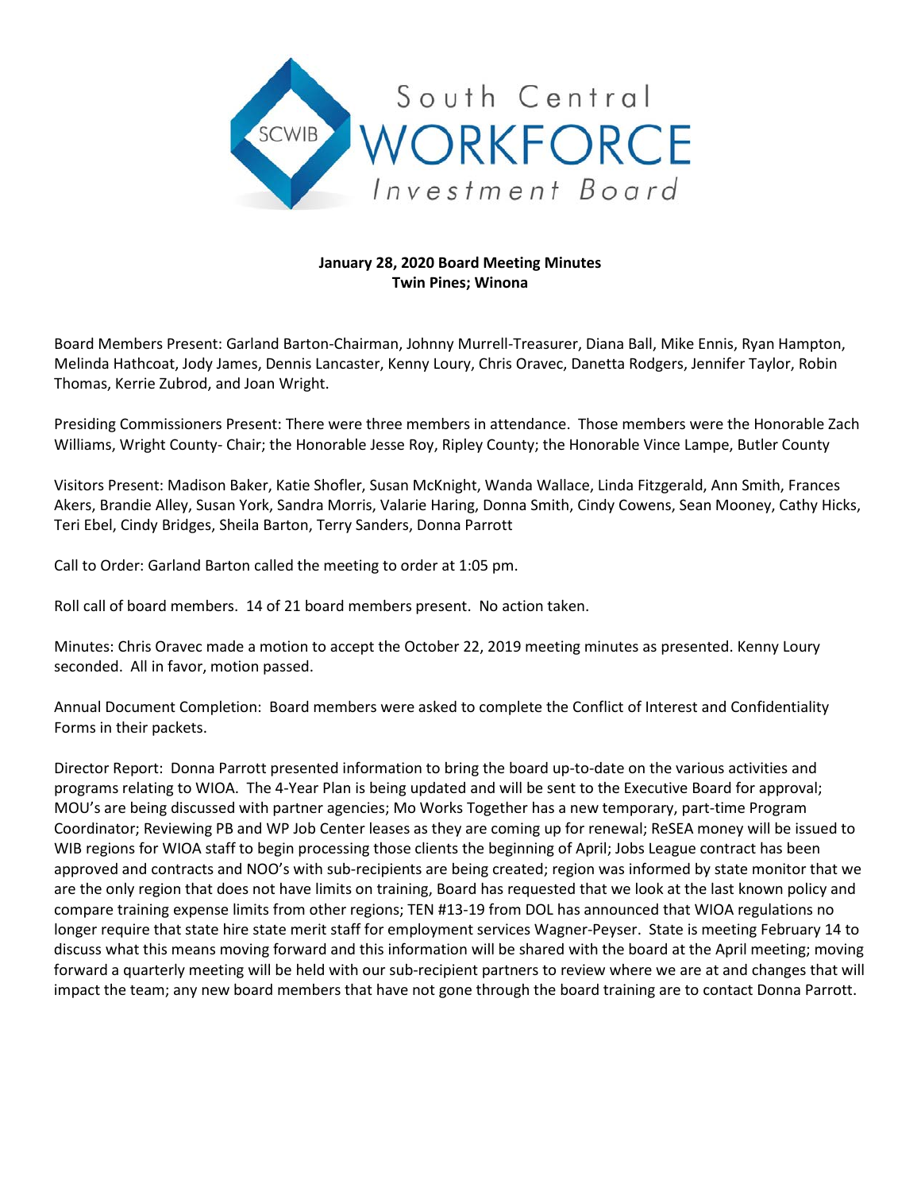South Central
WORKFORCE
Investment Board

**January 28, 2020 Board Meeting Minutes**
**Twin Pines; Winona**

Board Members Present: Garland Barton-Chairman, Johnny Murrell-Treasurer, Diana Ball, Mike Ennis, Ryan Hampton, Melinda Hathcoat, Jody James, Dennis Lancaster, Kenny Loury, Chris Oravec, Danetta Rodgers, Jennifer Taylor, Robin Thomas, Kerrie Zubrod, and Joan Wright.

Presiding Commissioners Present: There were three members in attendance. Those members were the Honorable Zach Williams, Wright County- Chair; the Honorable Jesse Roy, Ripley County; the Honorable Vince Lampe, Butler County

Visitors Present: Madison Baker, Katie Shofler, Susan McKnight, Wanda Wallace, Linda Fitzgerald, Ann Smith, Frances Akers, Brandie Alley, Susan York, Sandra Morris, Valarie Haring, Donna Smith, Cindy Cowens, Sean Mooney, Cathy Hicks, Teri Ebel, Cindy Bridges, Sheila Barton, Terry Sanders, Donna Parrott

Call to Order: Garland Barton called the meeting to order at 1:05 pm.

Roll call of board members. 14 of 21 board members present. No action taken.

Minutes: Chris Oravec made a motion to accept the October 22, 2019 meeting minutes as presented. Kenny Loury seconded. All in favor, motion passed.

Annual Document Completion: Board members were asked to complete the Conflict of Interest and Confidentiality Forms in their packets.

Director Report: Donna Parrott presented information to bring the board up-to-date on the various activities and programs relating to WIOA. The 4-Year Plan is being updated and will be sent to the Executive Board for approval; MOU's are being discussed with partner agencies; Mo Works Together has a new temporary, part-time Program Coordinator; Reviewing PB and WP Job Center leases as they are coming up for renewal; ReSEA money will be issued to WIB regions for WIOA staff to begin processing those clients the beginning of April; Jobs League contract has been approved and contracts and NOO's with sub-recipients are being created; region was informed by state monitor that we are the only region that does not have limits on training, Board has requested that we look at the last known policy and compare training expense limits from other regions; TEN #13-19 from DOL has announced that WIOA regulations no longer require that state hire state merit staff for employment services Wagner-Peyser. State is meeting February 14 to discuss what this means moving forward and this information will be shared with the board at the April meeting; moving forward a quarterly meeting will be held with our sub-recipient partners to review where we are at and changes that will impact the team; any new board members that have not gone through the board training are to contact Donna Parrott.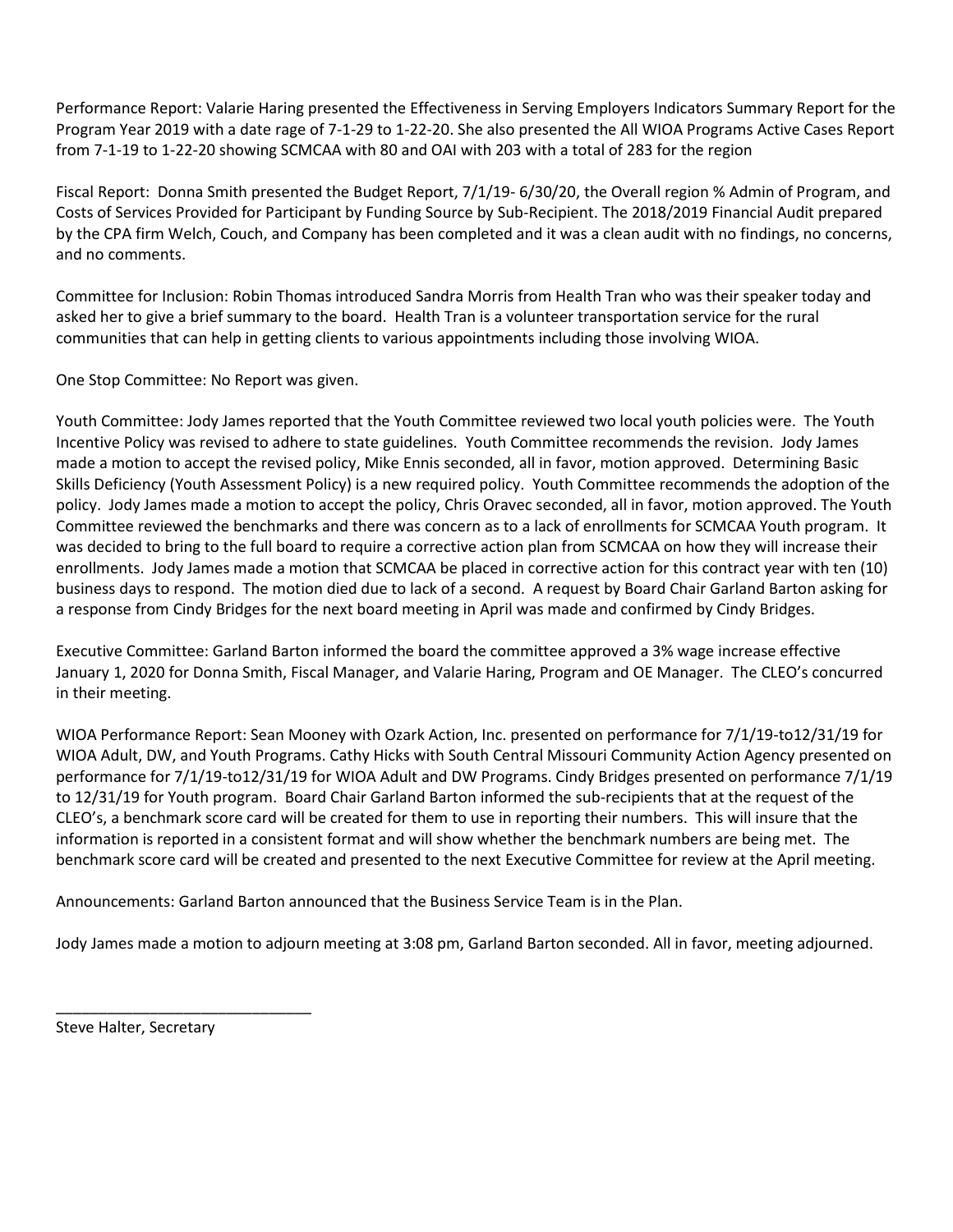Performance Report: Valarie Haring presented the Effectiveness in Serving Employers Indicators Summary Report for the Program Year 2019 with a date rage of 7-1-29 to 1-22-20. She also presented the All WIOA Programs Active Cases Report from 7-1-19 to 1-22-20 showing SCMCAA with 80 and OAI with 203 with a total of 283 for the region

Fiscal Report: Donna Smith presented the Budget Report, 7/1/19- 6/30/20, the Overall region % Admin of Program, and Costs of Services Provided for Participant by Funding Source by Sub-Recipient. The 2018/2019 Financial Audit prepared by the CPA firm Welch, Couch, and Company has been completed and it was a clean audit with no findings, no concerns, and no comments.

Committee for Inclusion: Robin Thomas introduced Sandra Morris from Health Tran who was their speaker today and asked her to give a brief summary to the board. Health Tran is a volunteer transportation service for the rural communities that can help in getting clients to various appointments including those involving WIOA.

One Stop Committee: No Report was given.

Youth Committee: Jody James reported that the Youth Committee reviewed two local youth policies were. The Youth Incentive Policy was revised to adhere to state guidelines. Youth Committee recommends the revision. Jody James made a motion to accept the revised policy, Mike Ennis seconded, all in favor, motion approved. Determining Basic Skills Deficiency (Youth Assessment Policy) is a new required policy. Youth Committee recommends the adoption of the policy. Jody James made a motion to accept the policy, Chris Oravec seconded, all in favor, motion approved. The Youth Committee reviewed the benchmarks and there was concern as to a lack of enrollments for SCMCAA Youth program. It was decided to bring to the full board to require a corrective action plan from SCMCAA on how they will increase their enrollments. Jody James made a motion that SCMCAA be placed in corrective action for this contract year with ten (10) business days to respond. The motion died due to lack of a second. A request by Board Chair Garland Barton asking for a response from Cindy Bridges for the next board meeting in April was made and confirmed by Cindy Bridges.

Executive Committee: Garland Barton informed the board the committee approved a 3% wage increase effective January 1, 2020 for Donna Smith, Fiscal Manager, and Valarie Haring, Program and OE Manager. The CLEO's concurred in their meeting.

WIOA Performance Report: Sean Mooney with Ozark Action, Inc. presented on performance for 7/1/19-to12/31/19 for WIOA Adult, DW, and Youth Programs. Cathy Hicks with South Central Missouri Community Action Agency presented on performance for 7/1/19-to12/31/19 for WIOA Adult and DW Programs. Cindy Bridges presented on performance 7/1/19 to 12/31/19 for Youth program. Board Chair Garland Barton informed the sub-recipients that at the request of the CLEO's, a benchmark score card will be created for them to use in reporting their numbers. This will insure that the information is reported in a consistent format and will show whether the benchmark numbers are being met. The benchmark score card will be created and presented to the next Executive Committee for review at the April meeting.

Announcements: Garland Barton announced that the Business Service Team is in the Plan.

Jody James made a motion to adjourn meeting at 3:08 pm, Garland Barton seconded. All in favor, meeting adjourned.

\_\_\_\_\_\_\_\_\_\_\_\_\_\_\_\_\_\_\_\_\_\_\_\_\_\_\_\_\_\_

Steve Halter, Secretary